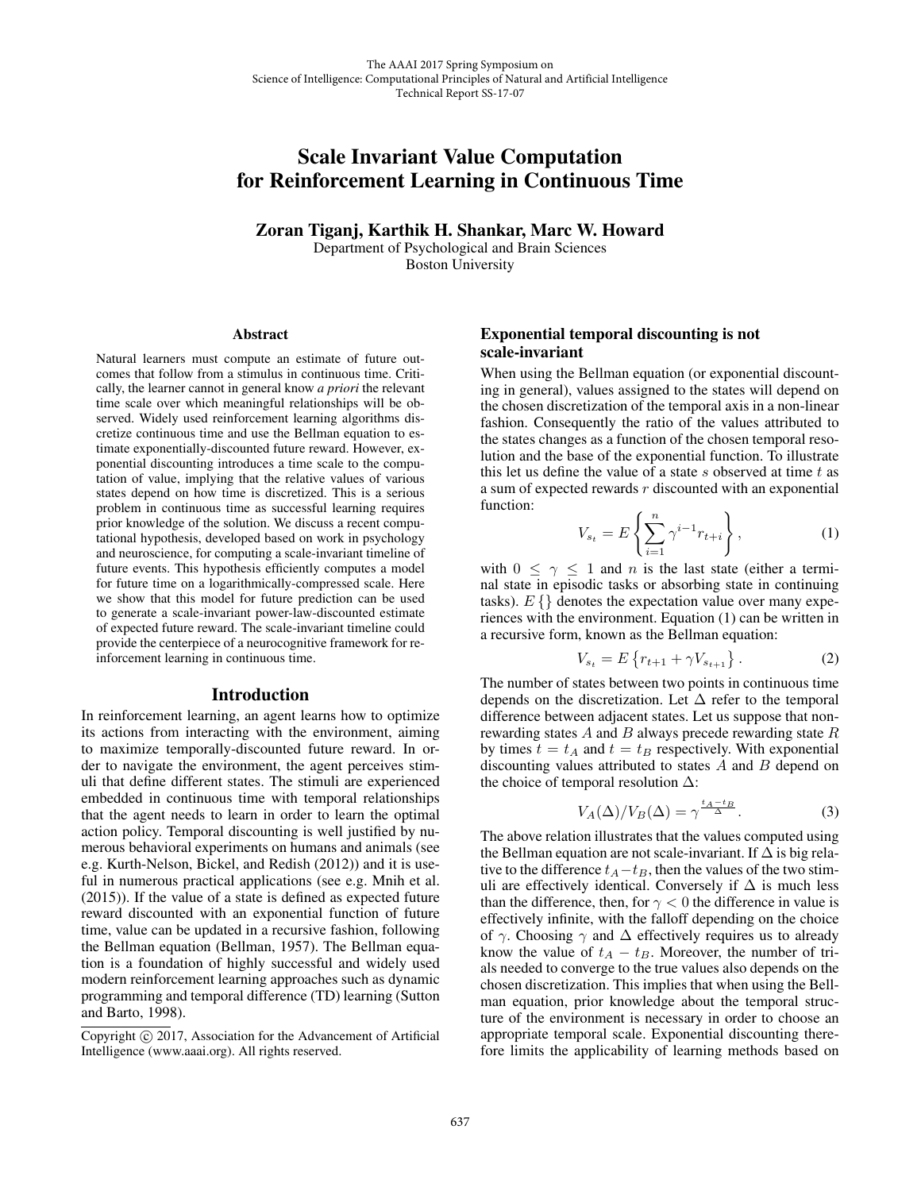# Scale Invariant Value Computation for Reinforcement Learning in Continuous Time

**Zoran Tiganj, Karthik H. Shankar, Marc W. Howard**

Department of Psychological and Brain Sciences
Boston University

## Abstract

Natural learners must compute an estimate of future outcomes that follow from a stimulus in continuous time. Critically, the learner cannot in general know *a priori* the relevant time scale over which meaningful relationships will be observed. Widely used reinforcement learning algorithms discretize continuous time and use the Bellman equation to estimate exponentially-discounted future reward. However, exponential discounting introduces a time scale to the computation of value, implying that the relative values of various states depend on how time is discretized. This is a serious problem in continuous time as successful learning requires prior knowledge of the solution. We discuss a recent computational hypothesis, developed based on work in psychology and neuroscience, for computing a scale-invariant timeline of future events. This hypothesis efficiently computes a model for future time on a logarithmically-compressed scale. Here we show that this model for future prediction can be used to generate a scale-invariant power-law-discounted estimate of expected future reward. The scale-invariant timeline could provide the centerpiece of a neurocognitive framework for reinforcement learning in continuous time.

## Introduction

In reinforcement learning, an agent learns how to optimize its actions from interacting with the environment, aiming to maximize temporally-discounted future reward. In order to navigate the environment, the agent perceives stimuli that define different states. The stimuli are experienced embedded in continuous time with temporal relationships that the agent needs to learn in order to learn the optimal action policy. Temporal discounting is well justified by numerous behavioral experiments on humans and animals (see e.g. Kurth-Nelson, Bickel, and Redish (2012)) and it is useful in numerous practical applications (see e.g. Mnih et al. (2015)). If the value of a state is defined as expected future reward discounted with an exponential function of future time, value can be updated in a recursive fashion, following the Bellman equation (Bellman, 1957). The Bellman equation is a foundation of highly successful and widely used modern reinforcement learning approaches such as dynamic programming and temporal difference (TD) learning (Sutton and Barto, 1998).

Copyright © 2017, Association for the Advancement of Artificial Intelligence (www.aaai.org). All rights reserved.

## Exponential temporal discounting is not scale-invariant

When using the Bellman equation (or exponential discounting in general), values assigned to the states will depend on the chosen discretization of the temporal axis in a non-linear fashion. Consequently the ratio of the values attributed to the states changes as a function of the chosen temporal resolution and the base of the exponential function. To illustrate this let us define the value of a state $s$ observed at time $t$ as a sum of expected rewards $r$ discounted with an exponential function:

$$V_{s_t} = E\left\{\sum_{i=1}^{n} \gamma^{i-1} r_{t+i}\right\}, \tag{1}$$

with $0 \leq \gamma \leq 1$ and $n$ is the last state (either a terminal state in episodic tasks or absorbing state in continuing tasks). $E\{\}$ denotes the expectation value over many experiences with the environment. Equation (1) can be written in a recursive form, known as the Bellman equation:

$$V_{s_t} = E\left\{r_{t+1} + \gamma V_{s_{t+1}}\right\}. \tag{2}$$

The number of states between two points in continuous time depends on the discretization. Let $\Delta$ refer to the temporal difference between adjacent states. Let us suppose that non-rewarding states $A$ and $B$ always precede rewarding state $R$ by times $t = t_A$ and $t = t_B$ respectively. With exponential discounting values attributed to states $A$ and $B$ depend on the choice of temporal resolution $\Delta$:

$$V_A(\Delta)/V_B(\Delta) = \gamma^{\frac{t_A - t_B}{\Delta}}. \tag{3}$$

The above relation illustrates that the values computed using the Bellman equation are not scale-invariant. If $\Delta$ is big relative to the difference $t_A - t_B$, then the values of the two stimuli are effectively identical. Conversely if $\Delta$ is much less than the difference, then, for $\gamma < 0$ the difference in value is effectively infinite, with the falloff depending on the choice of $\gamma$. Choosing $\gamma$ and $\Delta$ effectively requires us to already know the value of $t_A - t_B$. Moreover, the number of trials needed to converge to the true values also depends on the chosen discretization. This implies that when using the Bellman equation, prior knowledge about the temporal structure of the environment is necessary in order to choose an appropriate temporal scale. Exponential discounting therefore limits the applicability of learning methods based on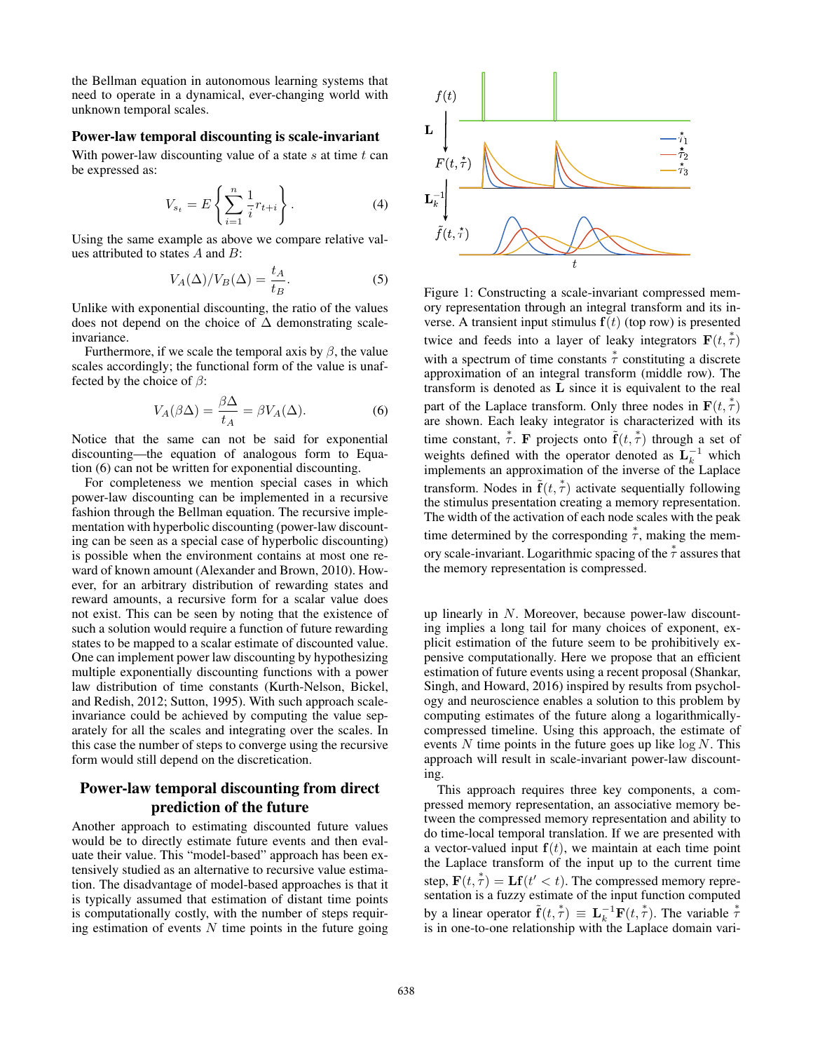the Bellman equation in autonomous learning systems that need to operate in a dynamical, ever-changing world with unknown temporal scales.

### Power-law temporal discounting is scale-invariant

With power-law discounting value of a state $s$ at time $t$ can be expressed as:

$$V_{s_t} = E\left\{\sum_{i=1}^{n} \frac{1}{i} r_{t+i}\right\}. \tag{4}$$

Using the same example as above we compare relative values attributed to states $A$ and $B$:

$$V_A(\Delta)/V_B(\Delta) = \frac{t_A}{t_B}. \tag{5}$$

Unlike with exponential discounting, the ratio of the values does not depend on the choice of $\Delta$ demonstrating scale-invariance.

Furthermore, if we scale the temporal axis by $\beta$, the value scales accordingly; the functional form of the value is unaffected by the choice of $\beta$:

$$V_A(\beta\Delta) = \frac{\beta\Delta}{t_A} = \beta V_A(\Delta). \tag{6}$$

Notice that the same can not be said for exponential discounting—the equation of analogous form to Equation (6) can not be written for exponential discounting.

For completeness we mention special cases in which power-law discounting can be implemented in a recursive fashion through the Bellman equation. The recursive implementation with hyperbolic discounting (power-law discounting can be seen as a special case of hyperbolic discounting) is possible when the environment contains at most one reward of known amount (Alexander and Brown, 2010). However, for an arbitrary distribution of rewarding states and reward amounts, a recursive form for a scalar value does not exist. This can be seen by noting that the existence of such a solution would require a function of future rewarding states to be mapped to a scalar estimate of discounted value. One can implement power law discounting by hypothesizing multiple exponentially discounting functions with a power law distribution of time constants (Kurth-Nelson, Bickel, and Redish, 2012; Sutton, 1995). With such approach scale-invariance could be achieved by computing the value separately for all the scales and integrating over the scales. In this case the number of steps to converge using the recursive form would still depend on the discretication.

## Power-law temporal discounting from direct prediction of the future

Another approach to estimating discounted future values would be to directly estimate future events and then evaluate their value. This "model-based" approach has been extensively studied as an alternative to recursive value estimation. The disadvantage of model-based approaches is that it is typically assumed that estimation of distant time points is computationally costly, with the number of steps requiring estimation of events $N$ time points in the future going up linearly in $N$. Moreover, because power-law discounting implies a long tail for many choices of exponent, explicit estimation of the future seem to be prohibitively expensive computationally. Here we propose that an efficient estimation of future events using a recent proposal (Shankar, Singh, and Howard, 2016) inspired by results from psychology and neuroscience enables a solution to this problem by computing estimates of the future along a logarithmically-compressed timeline. Using this approach, the estimate of events $N$ time points in the future goes up like $\log N$. This approach will result in scale-invariant power-law discounting.

This approach requires three key components, a compressed memory representation, an associative memory between the compressed memory representation and ability to do time-local temporal translation. If we are presented with a vector-valued input $\mathbf{f}(t)$, we maintain at each time point the Laplace transform of the input up to the current time step, $\mathbf{F}(t, \overset{*}{\tau}) = \mathbf{L}\mathbf{f}(t' < t)$. The compressed memory representation is a fuzzy estimate of the input function computed by a linear operator $\tilde{\mathbf{f}}(t, \overset{*}{\tau}) \equiv \mathbf{L}_k^{-1}\mathbf{F}(t, \overset{*}{\tau})$. The variable $\overset{*}{\tau}$ is in one-to-one relationship with the Laplace domain vari-

Figure 1: Constructing a scale-invariant compressed memory representation through an integral transform and its inverse. A transient input stimulus $\mathbf{f}(t)$ (top row) is presented twice and feeds into a layer of leaky integrators $\mathbf{F}(t, \overset{*}{\tau})$ with a spectrum of time constants $\overset{*}{\tau}$ constituting a discrete approximation of an integral transform (middle row). The transform is denoted as $\mathbf{L}$ since it is equivalent to the real part of the Laplace transform. Only three nodes in $\mathbf{F}(t, \overset{*}{\tau})$ are shown. Each leaky integrator is characterized with its time constant, $\overset{*}{\tau}$. $\mathbf{F}$ projects onto $\tilde{\mathbf{f}}(t, \overset{*}{\tau})$ through a set of weights defined with the operator denoted as $\mathbf{L}_k^{-1}$ which implements an approximation of the inverse of the Laplace transform. Nodes in $\tilde{\mathbf{f}}(t, \overset{*}{\tau})$ activate sequentially following the stimulus presentation creating a memory representation. The width of the activation of each node scales with the peak time determined by the corresponding $\overset{*}{\tau}$, making the memory scale-invariant. Logarithmic spacing of the $\overset{*}{\tau}$ assures that the memory representation is compressed.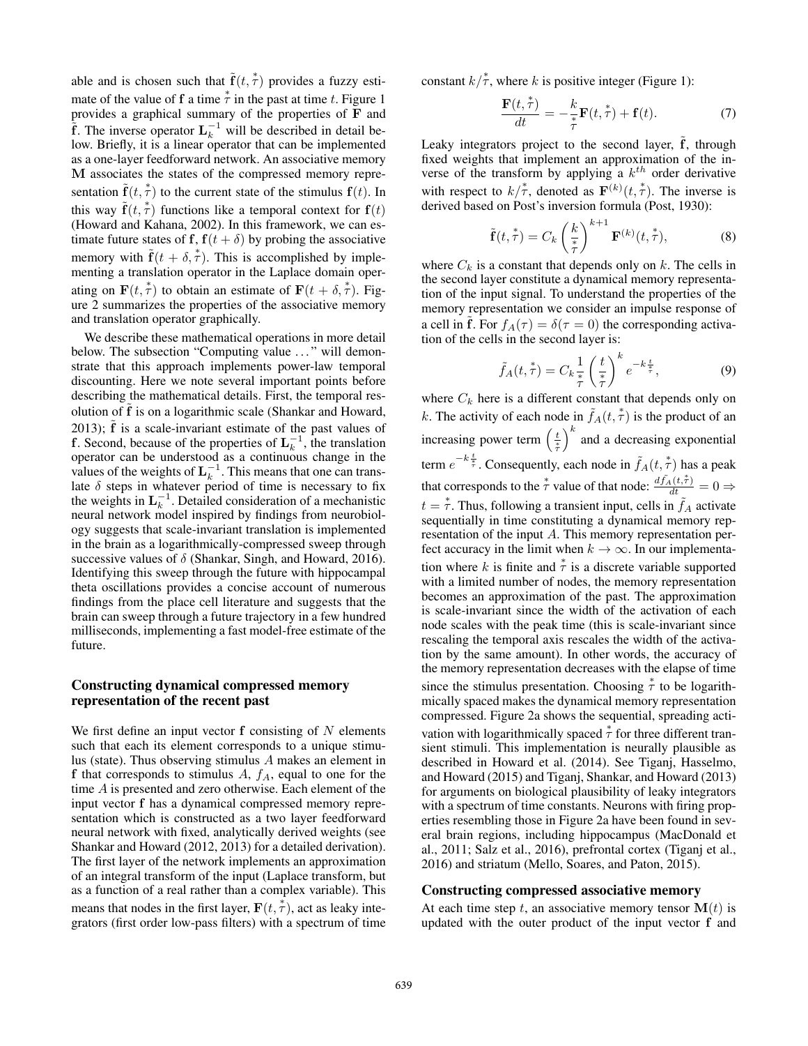able and is chosen such that $\tilde{\mathbf{f}}(t, \overset{*}{\tau})$ provides a fuzzy estimate of the value of $\mathbf{f}$ a time $\overset{*}{\tau}$ in the past at time $t$. Figure 1 provides a graphical summary of the properties of $\mathbf{F}$ and $\tilde{\mathbf{f}}$. The inverse operator $\mathbf{L}_k^{-1}$ will be described in detail below. Briefly, it is a linear operator that can be implemented as a one-layer feedforward network. An associative memory $\mathbf{M}$ associates the states of the compressed memory representation $\tilde{\mathbf{f}}(t, \overset{*}{\tau})$ to the current state of the stimulus $\mathbf{f}(t)$. In this way $\tilde{\mathbf{f}}(t, \overset{*}{\tau})$ functions like a temporal context for $\mathbf{f}(t)$ (Howard and Kahana, 2002). In this framework, we can estimate future states of $\mathbf{f}$, $\mathbf{f}(t + \delta)$ by probing the associative memory with $\tilde{\mathbf{f}}(t + \delta, \overset{*}{\tau})$. This is accomplished by implementing a translation operator in the Laplace domain operating on $\mathbf{F}(t, \overset{*}{\tau})$ to obtain an estimate of $\mathbf{F}(t + \delta, \overset{*}{\tau})$. Figure 2 summarizes the properties of the associative memory and translation operator graphically.

We describe these mathematical operations in more detail below. The subsection "Computing value ..." will demonstrate that this approach implements power-law temporal discounting. Here we note several important points before describing the mathematical details. First, the temporal resolution of $\tilde{\mathbf{f}}$ is on a logarithmic scale (Shankar and Howard, 2013); $\tilde{\mathbf{f}}$ is a scale-invariant estimate of the past values of $\mathbf{f}$. Second, because of the properties of $\mathbf{L}_k^{-1}$, the translation operator can be understood as a continuous change in the values of the weights of $\mathbf{L}_k^{-1}$. This means that one can translate $\delta$ steps in whatever period of time is necessary to fix the weights in $\mathbf{L}_k^{-1}$. Detailed consideration of a mechanistic neural network model inspired by findings from neurobiology suggests that scale-invariant translation is implemented in the brain as a logarithmically-compressed sweep through successive values of $\delta$ (Shankar, Singh, and Howard, 2016). Identifying this sweep through the future with hippocampal theta oscillations provides a concise account of numerous findings from the place cell literature and suggests that the brain can sweep through a future trajectory in a few hundred milliseconds, implementing a fast model-free estimate of the future.

## Constructing dynamical compressed memory representation of the recent past

We first define an input vector $\mathbf{f}$ consisting of $N$ elements such that each its element corresponds to a unique stimulus (state). Thus observing stimulus $A$ makes an element in $\mathbf{f}$ that corresponds to stimulus $A$, $f_A$, equal to one for the time $A$ is presented and zero otherwise. Each element of the input vector $\mathbf{f}$ has a dynamical compressed memory representation which is constructed as a two layer feedforward neural network with fixed, analytically derived weights (see Shankar and Howard (2012, 2013) for a detailed derivation). The first layer of the network implements an approximation of an integral transform of the input (Laplace transform, but as a function of a real rather than a complex variable). This means that nodes in the first layer, $\mathbf{F}(t, \overset{*}{\tau})$, act as leaky integrators (first order low-pass filters) with a spectrum of time constant $k/\overset{*}{\tau}$, where $k$ is positive integer (Figure 1):

$$\frac{\mathbf{F}(t, \overset{*}{\tau})}{dt} = -\frac{k}{\overset{*}{\tau}}\mathbf{F}(t, \overset{*}{\tau}) + \mathbf{f}(t). \tag{7}$$

Leaky integrators project to the second layer, $\tilde{\mathbf{f}}$, through fixed weights that implement an approximation of the inverse of the transform by applying a $k^{th}$ order derivative with respect to $k/\overset{*}{\tau}$, denoted as $\mathbf{F}^{(k)}(t, \overset{*}{\tau})$. The inverse is derived based on Post's inversion formula (Post, 1930):

$$\tilde{\mathbf{f}}(t, \overset{*}{\tau}) = C_k \left(\frac{k}{\overset{*}{\tau}}\right)^{k+1} \mathbf{F}^{(k)}(t, \overset{*}{\tau}), \tag{8}$$

where $C_k$ is a constant that depends only on $k$. The cells in the second layer constitute a dynamical memory representation of the input signal. To understand the properties of the memory representation we consider an impulse response of a cell in $\tilde{\mathbf{f}}$. For $f_A(\tau) = \delta(\tau = 0)$ the corresponding activation of the cells in the second layer is:

$$\tilde{f}_A(t, \overset{*}{\tau}) = C_k \frac{1}{\overset{*}{\tau}} \left(\frac{t}{\overset{*}{\tau}}\right)^k e^{-k\frac{t}{\overset{*}{\tau}}}, \tag{9}$$

where $C_k$ here is a different constant that depends only on $k$. The activity of each node in $\tilde{f}_A(t, \overset{*}{\tau})$ is the product of an increasing power term $\left(\frac{t}{\overset{*}{\tau}}\right)^k$ and a decreasing exponential term $e^{-k\frac{t}{\overset{*}{\tau}}}$. Consequently, each node in $\tilde{f}_A(t, \overset{*}{\tau})$ has a peak that corresponds to the $\overset{*}{\tau}$ value of that node: $\frac{d\tilde{f}_A(t, \overset{*}{\tau})}{dt} = 0 \Rightarrow t = \overset{*}{\tau}$. Thus, following a transient input, cells in $\tilde{f}_A$ activate sequentially in time constituting a dynamical memory representation of the input $A$. This memory representation perfect accuracy in the limit when $k \to \infty$. In our implementation where $k$ is finite and $\overset{*}{\tau}$ is a discrete variable supported with a limited number of nodes, the memory representation becomes an approximation of the past. The approximation is scale-invariant since the width of the activation of each node scales with the peak time (this is scale-invariant since rescaling the temporal axis rescales the width of the activation by the same amount). In other words, the accuracy of the memory representation decreases with the elapse of time since the stimulus presentation. Choosing $\overset{*}{\tau}$ to be logarithmically spaced makes the dynamical memory representation compressed. Figure 2a shows the sequential, spreading activation with logarithmically spaced $\overset{*}{\tau}$ for three different transient stimuli. This implementation is neurally plausible as described in Howard et al. (2014). See Tiganj, Hasselmo, and Howard (2015) and Tiganj, Shankar, and Howard (2013) for arguments on biological plausibility of leaky integrators with a spectrum of time constants. Neurons with firing properties resembling those in Figure 2a have been found in several brain regions, including hippocampus (MacDonald et al., 2011; Salz et al., 2016), prefrontal cortex (Tiganj et al., 2016) and striatum (Mello, Soares, and Paton, 2015).

## Constructing compressed associative memory

At each time step $t$, an associative memory tensor $\mathbf{M}(t)$ is updated with the outer product of the input vector $\mathbf{f}$ and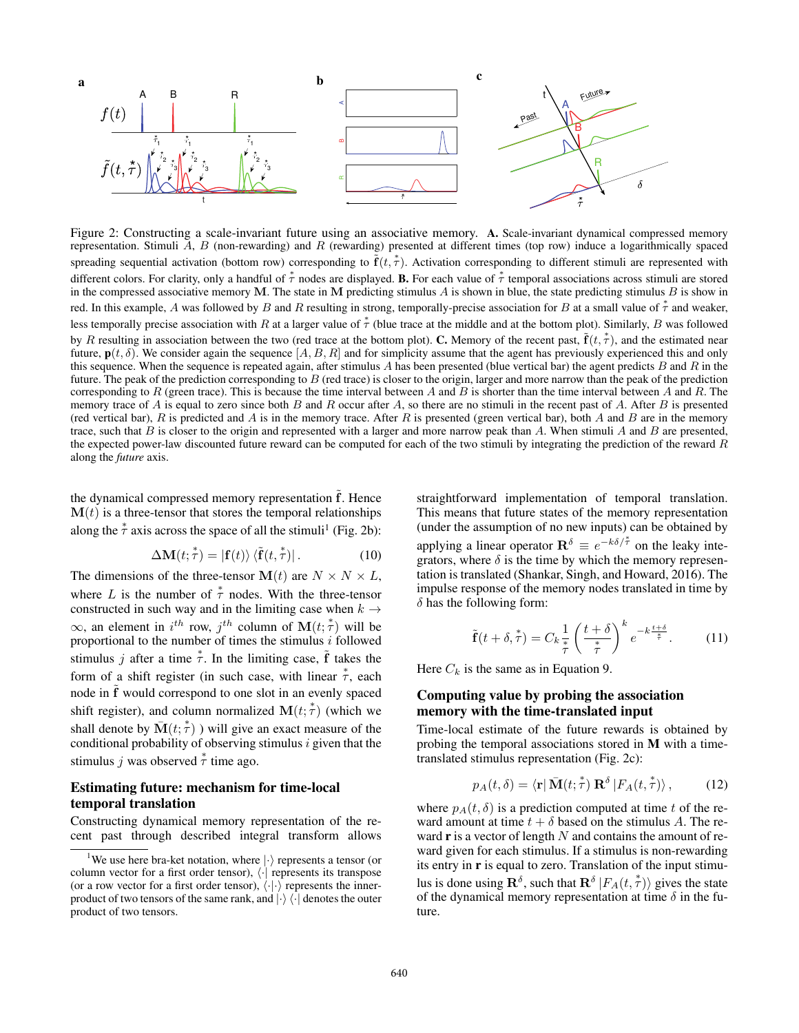Figure 2: Constructing a scale-invariant future using an associative memory. **A.** Scale-invariant dynamical compressed memory representation. Stimuli $A$, $B$ (non-rewarding) and $R$ (rewarding) presented at different times (top row) induce a logarithmically spaced spreading sequential activation (bottom row) corresponding to $\tilde{\mathbf{f}}(t, \overset{*}{\tau})$. Activation corresponding to different stimuli are represented with different colors. For clarity, only a handful of $\overset{*}{\tau}$ nodes are displayed. **B.** For each value of $\overset{*}{\tau}$ temporal associations across stimuli are stored in the compressed associative memory $\mathbf{M}$. The state in $\mathbf{M}$ predicting stimulus $A$ is shown in blue, the state predicting stimulus $B$ is show in red. In this example, $A$ was followed by $B$ and $R$ resulting in strong, temporally-precise association for $B$ at a small value of $\overset{*}{\tau}$ and weaker, less temporally precise association with $R$ at a larger value of $\overset{*}{\tau}$ (blue trace at the middle and at the bottom plot). Similarly, $B$ was followed by $R$ resulting in association between the two (red trace at the bottom plot). **C.** Memory of the recent past, $\tilde{\mathbf{f}}(t, \overset{*}{\tau})$, and the estimated near future, $\mathbf{p}(t, \delta)$. We consider again the sequence $[A, B, R]$ and for simplicity assume that the agent has previously experienced this and only this sequence. When the sequence is repeated again, after stimulus $A$ has been presented (blue vertical bar) the agent predicts $B$ and $R$ in the future. The peak of the prediction corresponding to $B$ (red trace) is closer to the origin, larger and more narrow than the peak of the prediction corresponding to $R$ (green trace). This is because the time interval between $A$ and $B$ is shorter than the time interval between $A$ and $R$. The memory trace of $A$ is equal to zero since both $B$ and $R$ occur after $A$, so there are no stimuli in the recent past of $A$. After $B$ is presented (red vertical bar), $R$ is predicted and $A$ is in the memory trace. After $R$ is presented (green vertical bar), both $A$ and $B$ are in the memory trace, such that $B$ is closer to the origin and represented with a larger and more narrow peak than $A$. When stimuli $A$ and $B$ are presented, the expected power-law discounted future reward can be computed for each of the two stimuli by integrating the prediction of the reward $R$ along the *future* axis.

the dynamical compressed memory representation $\tilde{\mathbf{f}}$. Hence $\mathbf{M}(t)$ is a three-tensor that stores the temporal relationships along the $\overset{*}{\tau}$ axis across the space of all the stimuli[1] (Fig. 2b):

$$\Delta \mathbf{M}(t; \overset{*}{\tau}) = |\mathbf{f}(t)\rangle \langle \tilde{\mathbf{f}}(t, \overset{*}{\tau})| . \tag{10}$$

The dimensions of the three-tensor $\mathbf{M}(t)$ are $N \times N \times L$, where $L$ is the number of $\overset{*}{\tau}$ nodes. With the three-tensor constructed in such way and in the limiting case when $k \to \infty$, an element in $i^{th}$ row, $j^{th}$ column of $\mathbf{M}(t; \overset{*}{\tau})$ will be proportional to the number of times the stimulus $i$ followed stimulus $j$ after a time $\overset{*}{\tau}$. In the limiting case, $\tilde{\mathbf{f}}$ takes the form of a shift register (in such case, with linear $\overset{*}{\tau}$, each node in $\tilde{\mathbf{f}}$ would correspond to one slot in an evenly spaced shift register), and column normalized $\mathbf{M}(t; \overset{*}{\tau})$ (which we shall denote by $\bar{\mathbf{M}}(t; \overset{*}{\tau})$ ) will give an exact measure of the conditional probability of observing stimulus $i$ given that the stimulus $j$ was observed $\overset{*}{\tau}$ time ago.

## Estimating future: mechanism for time-local temporal translation

Constructing dynamical memory representation of the recent past through described integral transform allows straightforward implementation of temporal translation. This means that future states of the memory representation (under the assumption of no new inputs) can be obtained by applying a linear operator $\mathbf{R}^\delta \equiv e^{-k\delta/\overset{*}{\tau}}$ on the leaky integrators, where $\delta$ is the time by which the memory representation is translated (Shankar, Singh, and Howard, 2016). The impulse response of the memory nodes translated in time by $\delta$ has the following form:

$$\tilde{\mathbf{f}}(t+\delta, \overset{*}{\tau}) = C_k \frac{1}{\overset{*}{\tau}} \left( \frac{t+\delta}{\overset{*}{\tau}} \right)^k e^{-k \frac{t+\delta}{\overset{*}{\tau}}} . \tag{11}$$

Here $C_k$ is the same as in Equation 9.

## Computing value by probing the association memory with the time-translated input

Time-local estimate of the future rewards is obtained by probing the temporal associations stored in $\mathbf{M}$ with a time-translated stimulus representation (Fig. 2c):

$$p_A(t, \delta) = \langle \mathbf{r} | \, \bar{\mathbf{M}}(t; \overset{*}{\tau}) \, \mathbf{R}^\delta \, |F_A(t, \overset{*}{\tau})\rangle , \tag{12}$$

where $p_A(t, \delta)$ is a prediction computed at time $t$ of the reward amount at time $t + \delta$ based on the stimulus $A$. The reward $\mathbf{r}$ is a vector of length $N$ and contains the amount of reward given for each stimulus. If a stimulus is non-rewarding its entry in $\mathbf{r}$ is equal to zero. Translation of the input stimulus is done using $\mathbf{R}^\delta$, such that $\mathbf{R}^\delta \, |F_A(t, \overset{*}{\tau})\rangle$ gives the state of the dynamical memory representation at time $\delta$ in the future.

[1] We use here bra-ket notation, where $|\cdot\rangle$ represents a tensor (or column vector for a first order tensor), $\langle\cdot|$ represents its transpose (or a row vector for a first order tensor), $\langle\cdot|\cdot\rangle$ represents the inner-product of two tensors of the same rank, and $|\cdot\rangle\langle\cdot|$ denotes the outer product of two tensors.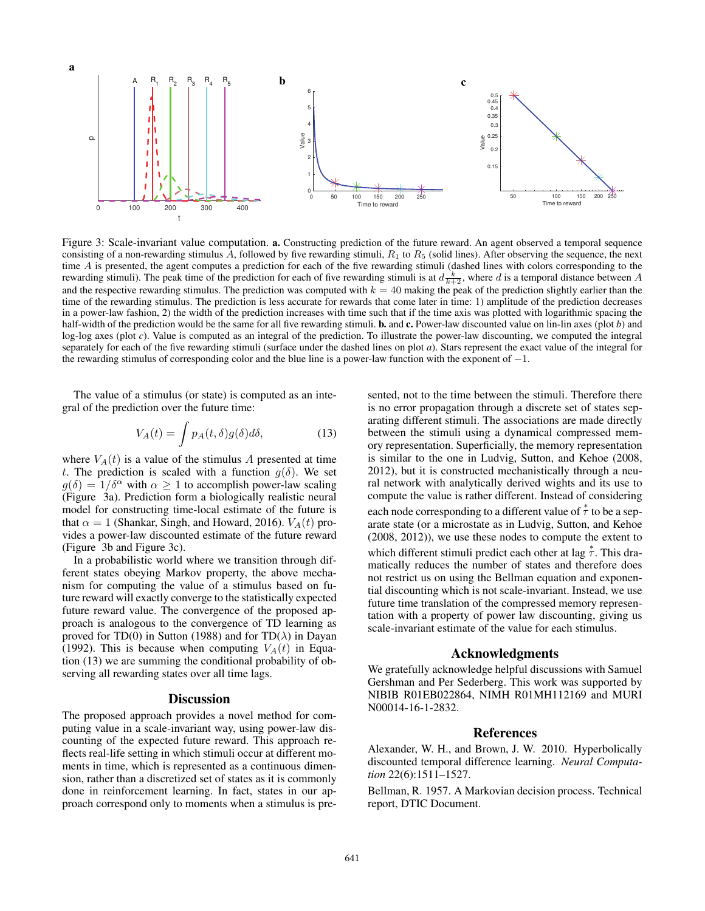Figure 3: Scale-invariant value computation. **a.** Constructing prediction of the future reward. An agent observed a temporal sequence consisting of a non-rewarding stimulus $A$, followed by five rewarding stimuli, $R_1$ to $R_5$ (solid lines). After observing the sequence, the next time $A$ is presented, the agent computes a prediction for each of the five rewarding stimuli (dashed lines with colors corresponding to the rewarding stimuli). The peak time of the prediction for each of five rewarding stimuli is at $d\frac{k}{k+2}$, where $d$ is a temporal distance between $A$ and the respective rewarding stimulus. The prediction was computed with $k = 40$ making the peak of the prediction slightly earlier than the time of the rewarding stimulus. The prediction is less accurate for rewards that come later in time: 1) amplitude of the prediction decreases in a power-law fashion, 2) the width of the prediction increases with time such that if the time axis was plotted with logarithmic spacing the half-width of the prediction would be the same for all five rewarding stimuli. **b.** and **c.** Power-law discounted value on lin-lin axes (plot *b*) and log-log axes (plot *c*). Value is computed as an integral of the prediction. To illustrate the power-law discounting, we computed the integral separately for each of the five rewarding stimuli (surface under the dashed lines on plot *a*). Stars represent the exact value of the integral for the rewarding stimulus of corresponding color and the blue line is a power-law function with the exponent of $-1$.

The value of a stimulus (or state) is computed as an integral of the prediction over the future time:

$$V_A(t) = \int p_A(t, \delta) g(\delta) d\delta, \tag{13}$$

where $V_A(t)$ is a value of the stimulus $A$ presented at time $t$. The prediction is scaled with a function $g(\delta)$. We set $g(\delta) = 1/\delta^\alpha$ with $\alpha \geq 1$ to accomplish power-law scaling (Figure 3a). Prediction form a biologically realistic neural model for constructing time-local estimate of the future is that $\alpha = 1$ (Shankar, Singh, and Howard, 2016). $V_A(t)$ provides a power-law discounted estimate of the future reward (Figure 3b and Figure 3c).

In a probabilistic world where we transition through different states obeying Markov property, the above mechanism for computing the value of a stimulus based on future reward will exactly converge to the statistically expected future reward value. The convergence of the proposed approach is analogous to the convergence of TD learning as proved for TD(0) in Sutton (1988) and for TD($\lambda$) in Dayan (1992). This is because when computing $V_A(t)$ in Equation (13) we are summing the conditional probability of observing all rewarding states over all time lags.

## Discussion

The proposed approach provides a novel method for computing value in a scale-invariant way, using power-law discounting of the expected future reward. This approach reflects real-life setting in which stimuli occur at different moments in time, which is represented as a continuous dimension, rather than a discretized set of states as it is commonly done in reinforcement learning. In fact, states in our approach correspond only to moments when a stimulus is presented, not to the time between the stimuli. Therefore there is no error propagation through a discrete set of states separating different stimuli. The associations are made directly between the stimuli using a dynamical compressed memory representation. Superficially, the memory representation is similar to the one in Ludvig, Sutton, and Kehoe (2008, 2012), but it is constructed mechanistically through a neural network with analytically derived wights and its use to compute the value is rather different. Instead of considering each node corresponding to a different value of $\overset{*}{\tau}$ to be a separate state (or a microstate as in Ludvig, Sutton, and Kehoe (2008, 2012)), we use these nodes to compute the extent to which different stimuli predict each other at lag $\overset{*}{\tau}$. This dramatically reduces the number of states and therefore does not restrict us on using the Bellman equation and exponential discounting which is not scale-invariant. Instead, we use future time translation of the compressed memory representation with a property of power law discounting, giving us scale-invariant estimate of the value for each stimulus.

## Acknowledgments

We gratefully acknowledge helpful discussions with Samuel Gershman and Per Sederberg. This work was supported by NIBIB R01EB022864, NIMH R01MH112169 and MURI N00014-16-1-2832.

## References

Alexander, W. H., and Brown, J. W. 2010. Hyperbolically discounted temporal difference learning. *Neural Computation* 22(6):1511–1527.

Bellman, R. 1957. A Markovian decision process. Technical report, DTIC Document.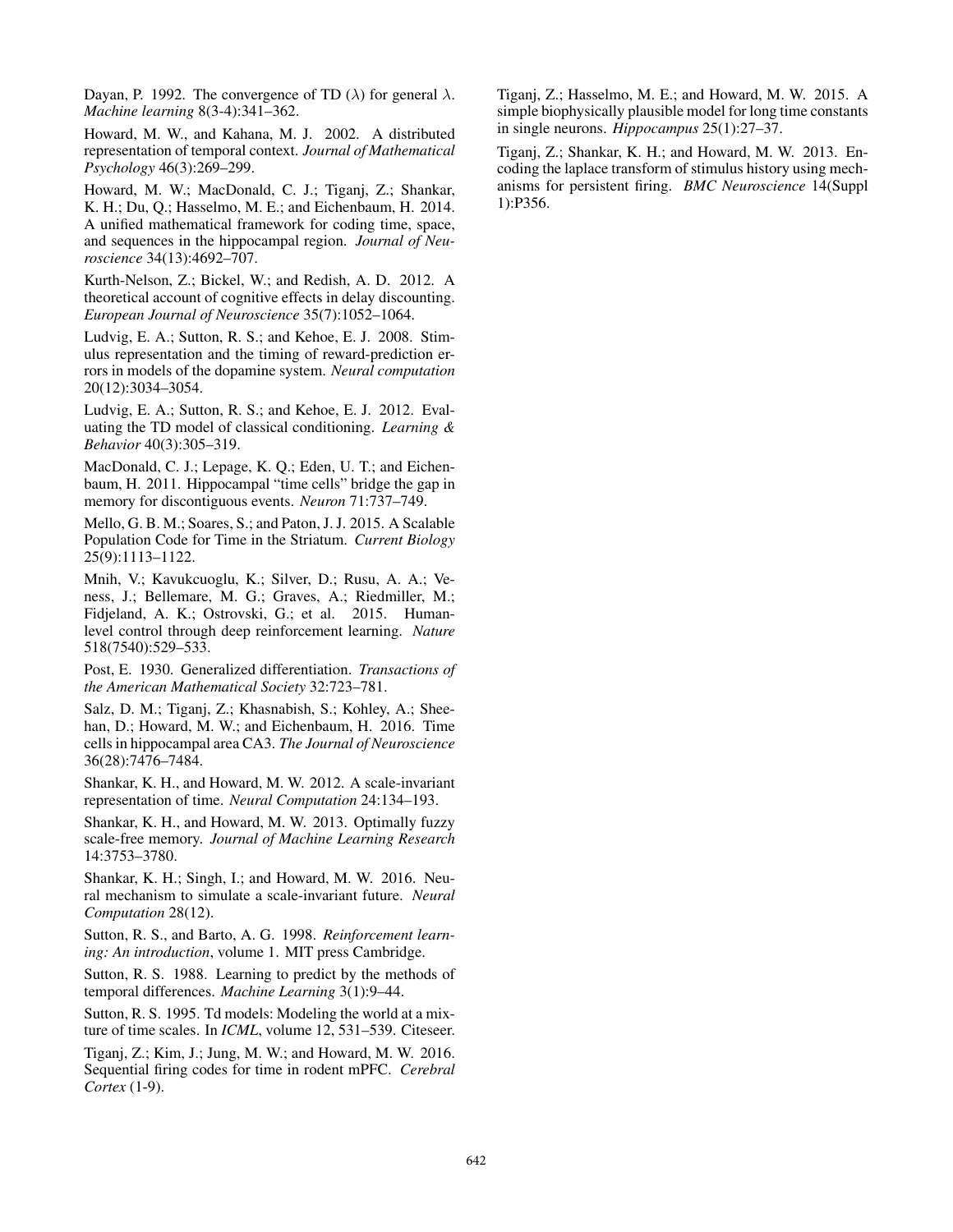Dayan, P. 1992. The convergence of TD ($\lambda$) for general $\lambda$. *Machine learning* 8(3-4):341–362.

Howard, M. W., and Kahana, M. J. 2002. A distributed representation of temporal context. *Journal of Mathematical Psychology* 46(3):269–299.

Howard, M. W.; MacDonald, C. J.; Tiganj, Z.; Shankar, K. H.; Du, Q.; Hasselmo, M. E.; and Eichenbaum, H. 2014. A unified mathematical framework for coding time, space, and sequences in the hippocampal region. *Journal of Neuroscience* 34(13):4692–707.

Kurth-Nelson, Z.; Bickel, W.; and Redish, A. D. 2012. A theoretical account of cognitive effects in delay discounting. *European Journal of Neuroscience* 35(7):1052–1064.

Ludvig, E. A.; Sutton, R. S.; and Kehoe, E. J. 2008. Stimulus representation and the timing of reward-prediction errors in models of the dopamine system. *Neural computation* 20(12):3034–3054.

Ludvig, E. A.; Sutton, R. S.; and Kehoe, E. J. 2012. Evaluating the TD model of classical conditioning. *Learning & Behavior* 40(3):305–319.

MacDonald, C. J.; Lepage, K. Q.; Eden, U. T.; and Eichenbaum, H. 2011. Hippocampal "time cells" bridge the gap in memory for discontiguous events. *Neuron* 71:737–749.

Mello, G. B. M.; Soares, S.; and Paton, J. J. 2015. A Scalable Population Code for Time in the Striatum. *Current Biology* 25(9):1113–1122.

Mnih, V.; Kavukcuoglu, K.; Silver, D.; Rusu, A. A.; Veness, J.; Bellemare, M. G.; Graves, A.; Riedmiller, M.; Fidjeland, A. K.; Ostrovski, G.; et al. 2015. Human-level control through deep reinforcement learning. *Nature* 518(7540):529–533.

Post, E. 1930. Generalized differentiation. *Transactions of the American Mathematical Society* 32:723–781.

Salz, D. M.; Tiganj, Z.; Khasnabish, S.; Kohley, A.; Sheehan, D.; Howard, M. W.; and Eichenbaum, H. 2016. Time cells in hippocampal area CA3. *The Journal of Neuroscience* 36(28):7476–7484.

Shankar, K. H., and Howard, M. W. 2012. A scale-invariant representation of time. *Neural Computation* 24:134–193.

Shankar, K. H., and Howard, M. W. 2013. Optimally fuzzy scale-free memory. *Journal of Machine Learning Research* 14:3753–3780.

Shankar, K. H.; Singh, I.; and Howard, M. W. 2016. Neural mechanism to simulate a scale-invariant future. *Neural Computation* 28(12).

Sutton, R. S., and Barto, A. G. 1998. *Reinforcement learning: An introduction*, volume 1. MIT press Cambridge.

Sutton, R. S. 1988. Learning to predict by the methods of temporal differences. *Machine Learning* 3(1):9–44.

Sutton, R. S. 1995. Td models: Modeling the world at a mixture of time scales. In *ICML*, volume 12, 531–539. Citeseer.

Tiganj, Z.; Kim, J.; Jung, M. W.; and Howard, M. W. 2016. Sequential firing codes for time in rodent mPFC. *Cerebral Cortex* (1-9).

Tiganj, Z.; Hasselmo, M. E.; and Howard, M. W. 2015. A simple biophysically plausible model for long time constants in single neurons. *Hippocampus* 25(1):27–37.

Tiganj, Z.; Shankar, K. H.; and Howard, M. W. 2013. Encoding the laplace transform of stimulus history using mechanisms for persistent firing. *BMC Neuroscience* 14(Suppl 1):P356.